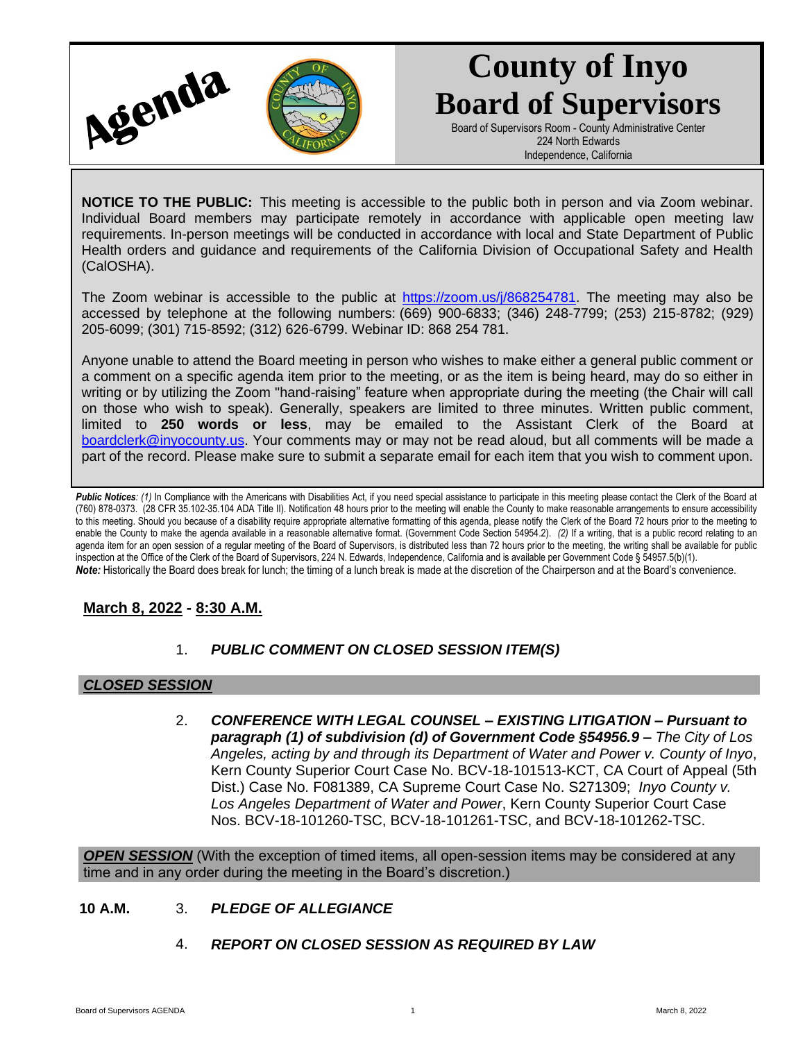# Agenda

# County of Inyo Board of Supervisors

Board of Supervisors Room - County Administrative Center
224 North Edwards
Independence, California

**NOTICE TO THE PUBLIC:** This meeting is accessible to the public both in person and via Zoom webinar. Individual Board members may participate remotely in accordance with applicable open meeting law requirements. In-person meetings will be conducted in accordance with local and State Department of Public Health orders and guidance and requirements of the California Division of Occupational Safety and Health (CalOSHA).

The Zoom webinar is accessible to the public at https://zoom.us/j/868254781. The meeting may also be accessed by telephone at the following numbers: (669) 900-6833; (346) 248-7799; (253) 215-8782; (929) 205-6099; (301) 715-8592; (312) 626-6799. Webinar ID: 868 254 781.

Anyone unable to attend the Board meeting in person who wishes to make either a general public comment or a comment on a specific agenda item prior to the meeting, or as the item is being heard, may do so either in writing or by utilizing the Zoom "hand-raising" feature when appropriate during the meeting (the Chair will call on those who wish to speak). Generally, speakers are limited to three minutes. Written public comment, limited to **250 words or less**, may be emailed to the Assistant Clerk of the Board at boardclerk@inyocounty.us. Your comments may or may not be read aloud, but all comments will be made a part of the record. Please make sure to submit a separate email for each item that you wish to comment upon.

***Public Notices**: (1)* In Compliance with the Americans with Disabilities Act, if you need special assistance to participate in this meeting please contact the Clerk of the Board at (760) 878-0373. (28 CFR 35.102-35.104 ADA Title II). Notification 48 hours prior to the meeting will enable the County to make reasonable arrangements to ensure accessibility to this meeting. Should you because of a disability require appropriate alternative formatting of this agenda, please notify the Clerk of the Board 72 hours prior to the meeting to enable the County to make the agenda available in a reasonable alternative format. (Government Code Section 54954.2). *(2)* If a writing, that is a public record relating to an agenda item for an open session of a regular meeting of the Board of Supervisors, is distributed less than 72 hours prior to the meeting, the writing shall be available for public inspection at the Office of the Clerk of the Board of Supervisors, 224 N. Edwards, Independence, California and is available per Government Code § 54957.5(b)(1).
***Note:*** Historically the Board does break for lunch; the timing of a lunch break is made at the discretion of the Chairperson and at the Board's convenience.

**March 8, 2022 - 8:30 A.M.**

1. ***PUBLIC COMMENT ON CLOSED SESSION ITEM(S)***

***CLOSED SESSION***

2. ***CONFERENCE WITH LEGAL COUNSEL – EXISTING LITIGATION – Pursuant to paragraph (1) of subdivision (d) of Government Code §54956.9 –*** *The City of Los Angeles, acting by and through its Department of Water and Power v. County of Inyo*, Kern County Superior Court Case No. BCV-18-101513-KCT, CA Court of Appeal (5th Dist.) Case No. F081389, CA Supreme Court Case No. S271309; *Inyo County v. Los Angeles Department of Water and Power*, Kern County Superior Court Case Nos. BCV-18-101260-TSC, BCV-18-101261-TSC, and BCV-18-101262-TSC.

***OPEN SESSION*** (With the exception of timed items, all open-session items may be considered at any time and in any order during the meeting in the Board's discretion.)

**10 A.M.** 3. ***PLEDGE OF ALLEGIANCE***

4. ***REPORT ON CLOSED SESSION AS REQUIRED BY LAW***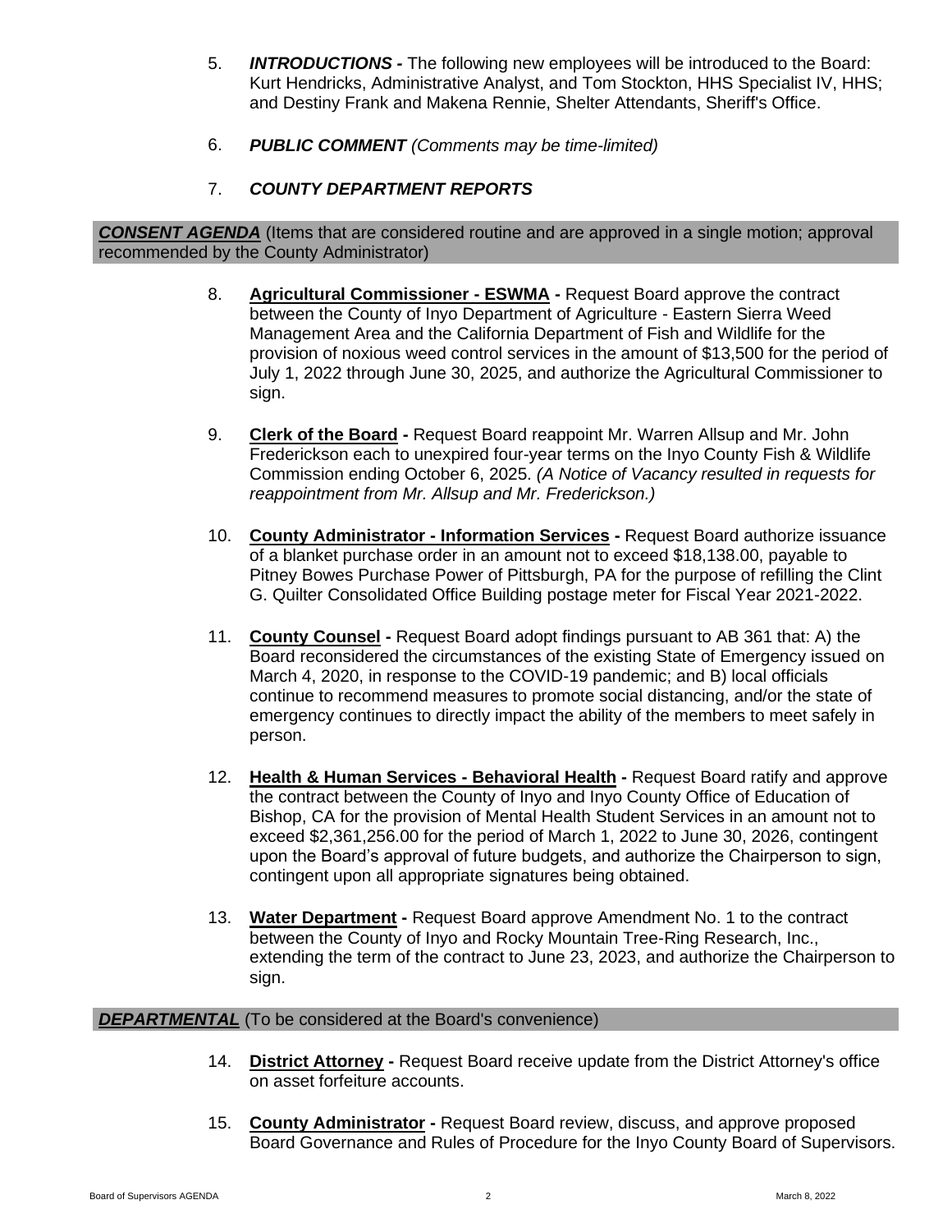5. ***INTRODUCTIONS -*** The following new employees will be introduced to the Board: Kurt Hendricks, Administrative Analyst, and Tom Stockton, HHS Specialist IV, HHS; and Destiny Frank and Makena Rennie, Shelter Attendants, Sheriff's Office.

6. ***PUBLIC COMMENT*** *(Comments may be time-limited)*

7. ***COUNTY DEPARTMENT REPORTS***

***CONSENT AGENDA*** (Items that are considered routine and are approved in a single motion; approval recommended by the County Administrator)

8. **Agricultural Commissioner - ESWMA -** Request Board approve the contract between the County of Inyo Department of Agriculture - Eastern Sierra Weed Management Area and the California Department of Fish and Wildlife for the provision of noxious weed control services in the amount of $13,500 for the period of July 1, 2022 through June 30, 2025, and authorize the Agricultural Commissioner to sign.

9. **Clerk of the Board -** Request Board reappoint Mr. Warren Allsup and Mr. John Frederickson each to unexpired four-year terms on the Inyo County Fish & Wildlife Commission ending October 6, 2025. *(A Notice of Vacancy resulted in requests for reappointment from Mr. Allsup and Mr. Frederickson.)*

10. **County Administrator - Information Services -** Request Board authorize issuance of a blanket purchase order in an amount not to exceed $18,138.00, payable to Pitney Bowes Purchase Power of Pittsburgh, PA for the purpose of refilling the Clint G. Quilter Consolidated Office Building postage meter for Fiscal Year 2021-2022.

11. **County Counsel -** Request Board adopt findings pursuant to AB 361 that: A) the Board reconsidered the circumstances of the existing State of Emergency issued on March 4, 2020, in response to the COVID-19 pandemic; and B) local officials continue to recommend measures to promote social distancing, and/or the state of emergency continues to directly impact the ability of the members to meet safely in person.

12. **Health & Human Services - Behavioral Health -** Request Board ratify and approve the contract between the County of Inyo and Inyo County Office of Education of Bishop, CA for the provision of Mental Health Student Services in an amount not to exceed $2,361,256.00 for the period of March 1, 2022 to June 30, 2026, contingent upon the Board's approval of future budgets, and authorize the Chairperson to sign, contingent upon all appropriate signatures being obtained.

13. **Water Department -** Request Board approve Amendment No. 1 to the contract between the County of Inyo and Rocky Mountain Tree-Ring Research, Inc., extending the term of the contract to June 23, 2023, and authorize the Chairperson to sign.

***DEPARTMENTAL*** (To be considered at the Board's convenience)

14. **District Attorney -** Request Board receive update from the District Attorney's office on asset forfeiture accounts.

15. **County Administrator -** Request Board review, discuss, and approve proposed Board Governance and Rules of Procedure for the Inyo County Board of Supervisors.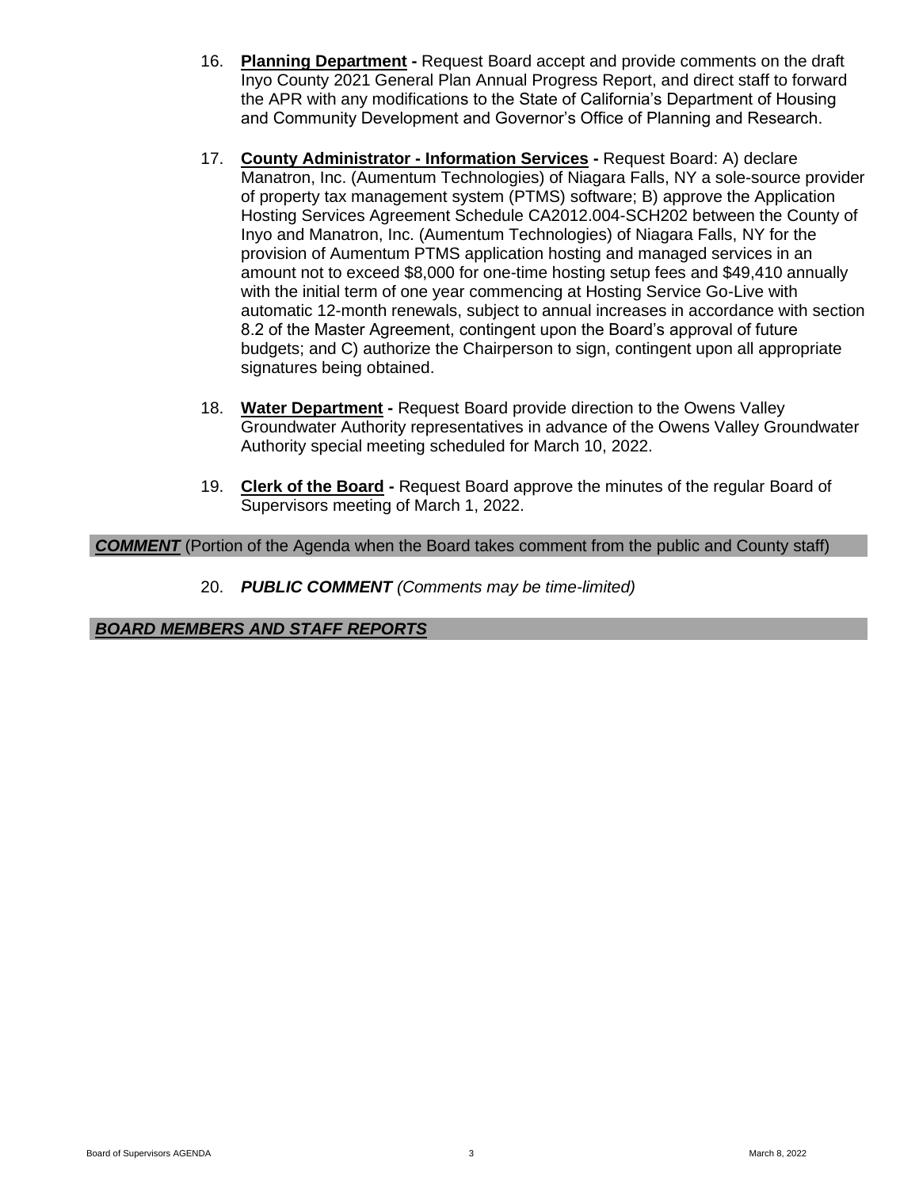16. **Planning Department -** Request Board accept and provide comments on the draft Inyo County 2021 General Plan Annual Progress Report, and direct staff to forward the APR with any modifications to the State of California's Department of Housing and Community Development and Governor's Office of Planning and Research.

17. **County Administrator - Information Services -** Request Board: A) declare Manatron, Inc. (Aumentum Technologies) of Niagara Falls, NY a sole-source provider of property tax management system (PTMS) software; B) approve the Application Hosting Services Agreement Schedule CA2012.004-SCH202 between the County of Inyo and Manatron, Inc. (Aumentum Technologies) of Niagara Falls, NY for the provision of Aumentum PTMS application hosting and managed services in an amount not to exceed $8,000 for one-time hosting setup fees and $49,410 annually with the initial term of one year commencing at Hosting Service Go-Live with automatic 12-month renewals, subject to annual increases in accordance with section 8.2 of the Master Agreement, contingent upon the Board's approval of future budgets; and C) authorize the Chairperson to sign, contingent upon all appropriate signatures being obtained.

18. **Water Department -** Request Board provide direction to the Owens Valley Groundwater Authority representatives in advance of the Owens Valley Groundwater Authority special meeting scheduled for March 10, 2022.

19. **Clerk of the Board -** Request Board approve the minutes of the regular Board of Supervisors meeting of March 1, 2022.

***COMMENT*** (Portion of the Agenda when the Board takes comment from the public and County staff)

20. ***PUBLIC COMMENT*** *(Comments may be time-limited)*

***BOARD MEMBERS AND STAFF REPORTS***